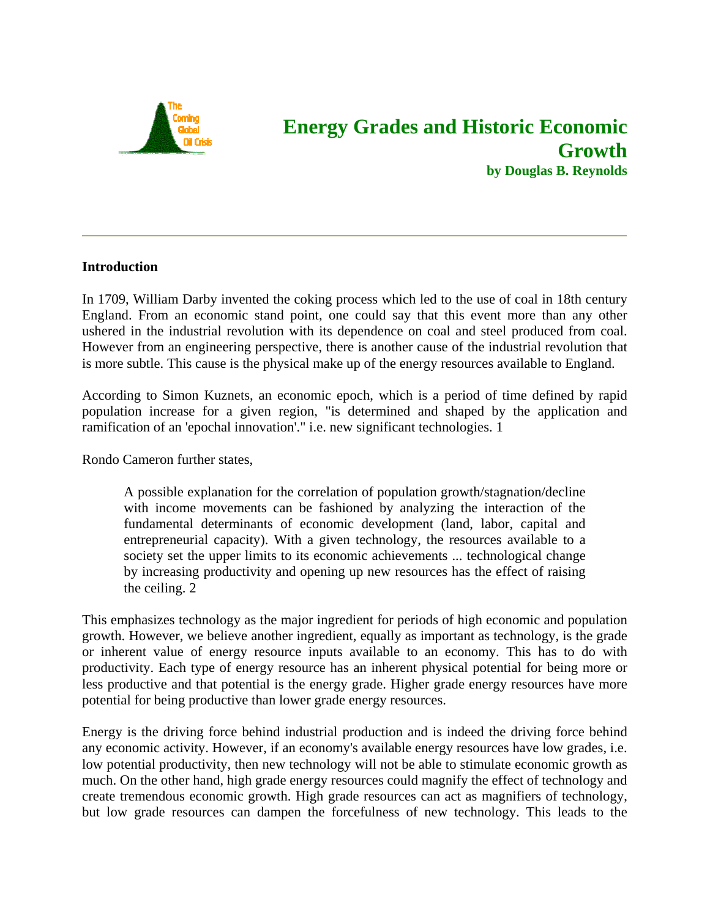# Energy Grades and Historic Economic Growth

**by Douglas B. Reynolds**

---

## Introduction

In 1709, William Darby invented the coking process which led to the use of coal in 18th century England. From an economic stand point, one could say that this event more than any other ushered in the industrial revolution with its dependence on coal and steel produced from coal. However from an engineering perspective, there is another cause of the industrial revolution that is more subtle. This cause is the physical make up of the energy resources available to England.

According to Simon Kuznets, an economic epoch, which is a period of time defined by rapid population increase for a given region, "is determined and shaped by the application and ramification of an 'epochal innovation'." i.e. new significant technologies. 1

Rondo Cameron further states,

> A possible explanation for the correlation of population growth/stagnation/decline with income movements can be fashioned by analyzing the interaction of the fundamental determinants of economic development (land, labor, capital and entrepreneurial capacity). With a given technology, the resources available to a society set the upper limits to its economic achievements ... technological change by increasing productivity and opening up new resources has the effect of raising the ceiling. 2

This emphasizes technology as the major ingredient for periods of high economic and population growth. However, we believe another ingredient, equally as important as technology, is the grade or inherent value of energy resource inputs available to an economy. This has to do with productivity. Each type of energy resource has an inherent physical potential for being more or less productive and that potential is the energy grade. Higher grade energy resources have more potential for being productive than lower grade energy resources.

Energy is the driving force behind industrial production and is indeed the driving force behind any economic activity. However, if an economy's available energy resources have low grades, i.e. low potential productivity, then new technology will not be able to stimulate economic growth as much. On the other hand, high grade energy resources could magnify the effect of technology and create tremendous economic growth. High grade resources can act as magnifiers of technology, but low grade resources can dampen the forcefulness of new technology. This leads to the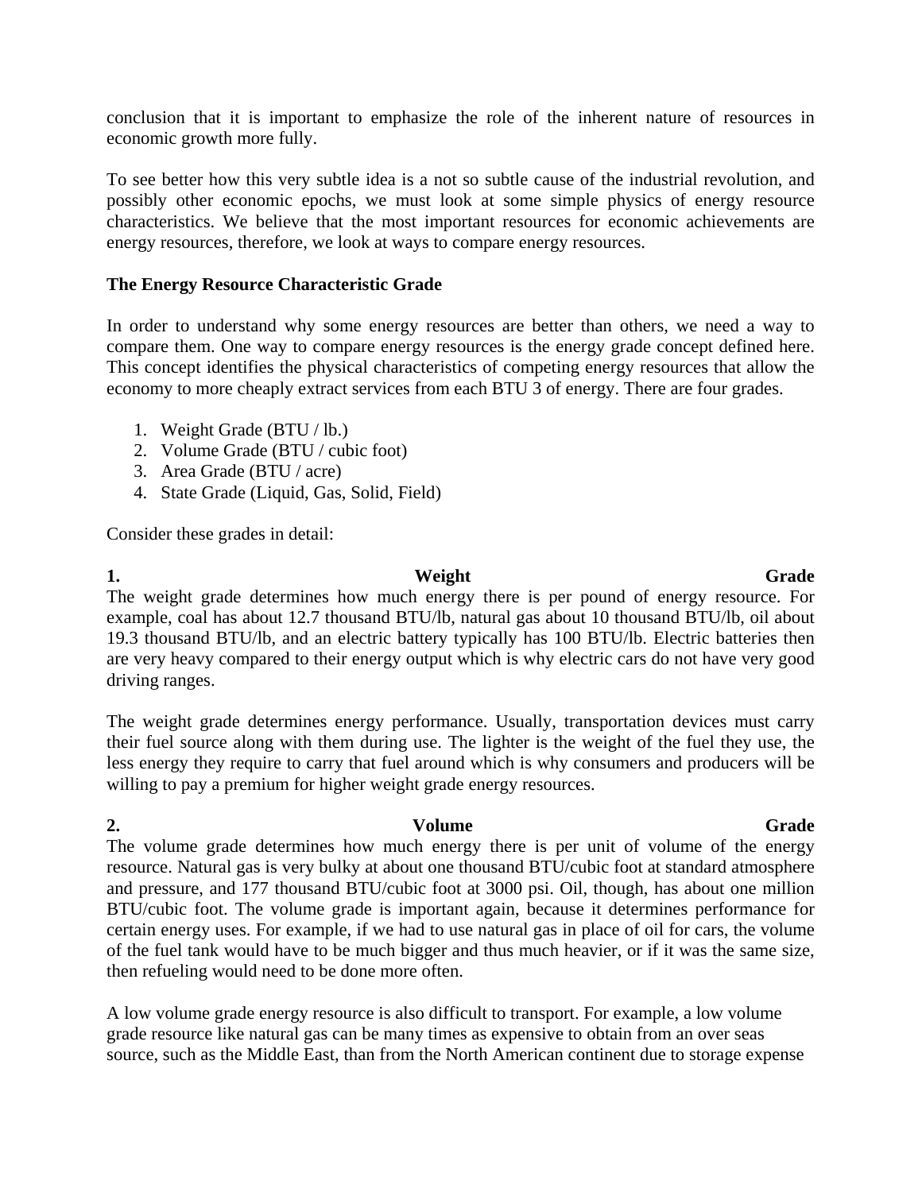conclusion that it is important to emphasize the role of the inherent nature of resources in economic growth more fully.

To see better how this very subtle idea is a not so subtle cause of the industrial revolution, and possibly other economic epochs, we must look at some simple physics of energy resource characteristics. We believe that the most important resources for economic achievements are energy resources, therefore, we look at ways to compare energy resources.

**The Energy Resource Characteristic Grade**

In order to understand why some energy resources are better than others, we need a way to compare them. One way to compare energy resources is the energy grade concept defined here. This concept identifies the physical characteristics of competing energy resources that allow the economy to more cheaply extract services from each BTU [3] of energy. There are four grades.

1. Weight Grade (BTU / lb.)
2. Volume Grade (BTU / cubic foot)
3. Area Grade (BTU / acre)
4. State Grade (Liquid, Gas, Solid, Field)

Consider these grades in detail:

**1. Weight Grade**

The weight grade determines how much energy there is per pound of energy resource. For example, coal has about 12.7 thousand BTU/lb, natural gas about 10 thousand BTU/lb, oil about 19.3 thousand BTU/lb, and an electric battery typically has 100 BTU/lb. Electric batteries then are very heavy compared to their energy output which is why electric cars do not have very good driving ranges.

The weight grade determines energy performance. Usually, transportation devices must carry their fuel source along with them during use. The lighter is the weight of the fuel they use, the less energy they require to carry that fuel around which is why consumers and producers will be willing to pay a premium for higher weight grade energy resources.

**2. Volume Grade**

The volume grade determines how much energy there is per unit of volume of the energy resource. Natural gas is very bulky at about one thousand BTU/cubic foot at standard atmosphere and pressure, and 177 thousand BTU/cubic foot at 3000 psi. Oil, though, has about one million BTU/cubic foot. The volume grade is important again, because it determines performance for certain energy uses. For example, if we had to use natural gas in place of oil for cars, the volume of the fuel tank would have to be much bigger and thus much heavier, or if it was the same size, then refueling would need to be done more often.

A low volume grade energy resource is also difficult to transport. For example, a low volume grade resource like natural gas can be many times as expensive to obtain from an over seas source, such as the Middle East, than from the North American continent due to storage expense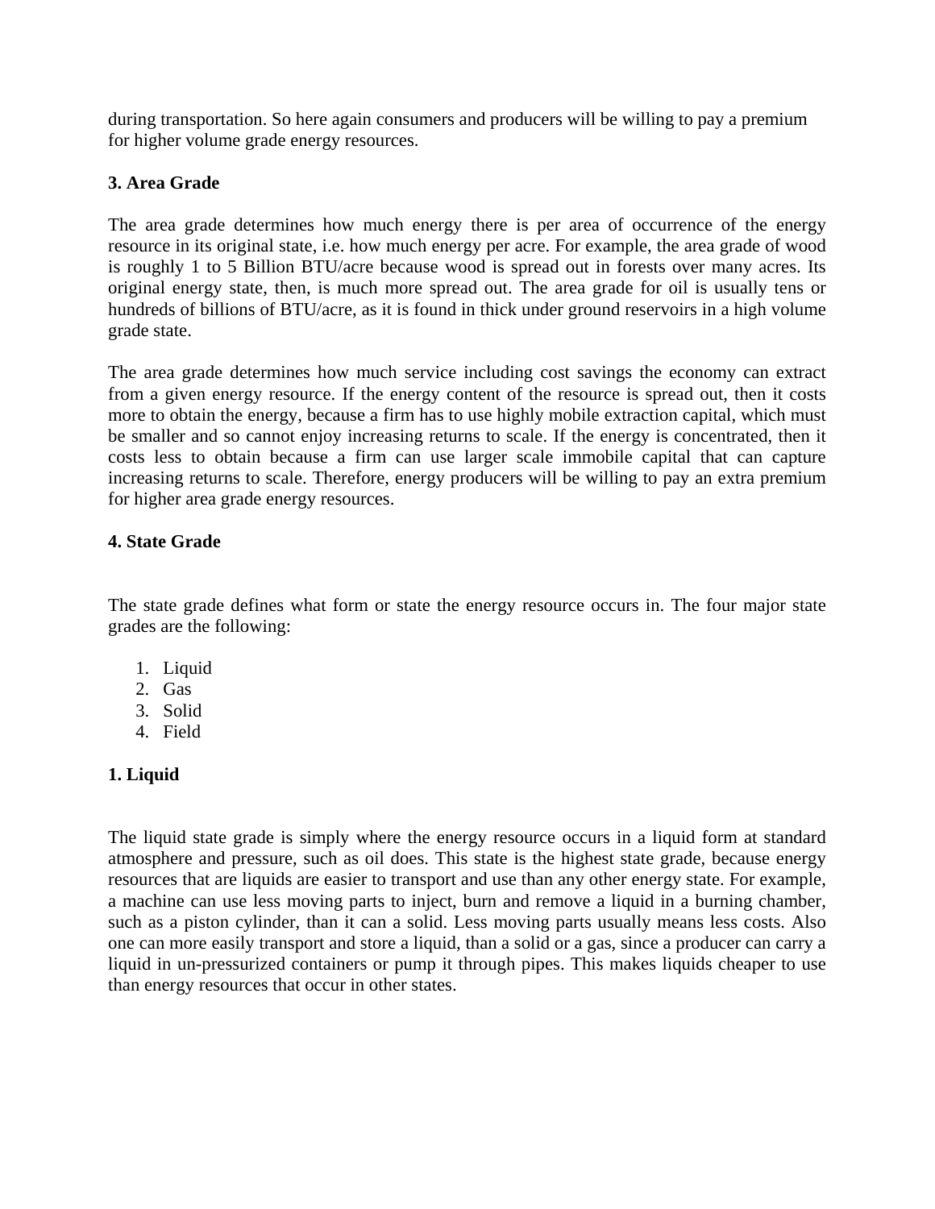during transportation. So here again consumers and producers will be willing to pay a premium for higher volume grade energy resources.

**3. Area Grade**

The area grade determines how much energy there is per area of occurrence of the energy resource in its original state, i.e. how much energy per acre. For example, the area grade of wood is roughly 1 to 5 Billion BTU/acre because wood is spread out in forests over many acres. Its original energy state, then, is much more spread out. The area grade for oil is usually tens or hundreds of billions of BTU/acre, as it is found in thick under ground reservoirs in a high volume grade state.

The area grade determines how much service including cost savings the economy can extract from a given energy resource. If the energy content of the resource is spread out, then it costs more to obtain the energy, because a firm has to use highly mobile extraction capital, which must be smaller and so cannot enjoy increasing returns to scale. If the energy is concentrated, then it costs less to obtain because a firm can use larger scale immobile capital that can capture increasing returns to scale. Therefore, energy producers will be willing to pay an extra premium for higher area grade energy resources.

**4. State Grade**

The state grade defines what form or state the energy resource occurs in. The four major state grades are the following:

1. Liquid
2. Gas
3. Solid
4. Field

**1. Liquid**

The liquid state grade is simply where the energy resource occurs in a liquid form at standard atmosphere and pressure, such as oil does. This state is the highest state grade, because energy resources that are liquids are easier to transport and use than any other energy state. For example, a machine can use less moving parts to inject, burn and remove a liquid in a burning chamber, such as a piston cylinder, than it can a solid. Less moving parts usually means less costs. Also one can more easily transport and store a liquid, than a solid or a gas, since a producer can carry a liquid in un-pressurized containers or pump it through pipes. This makes liquids cheaper to use than energy resources that occur in other states.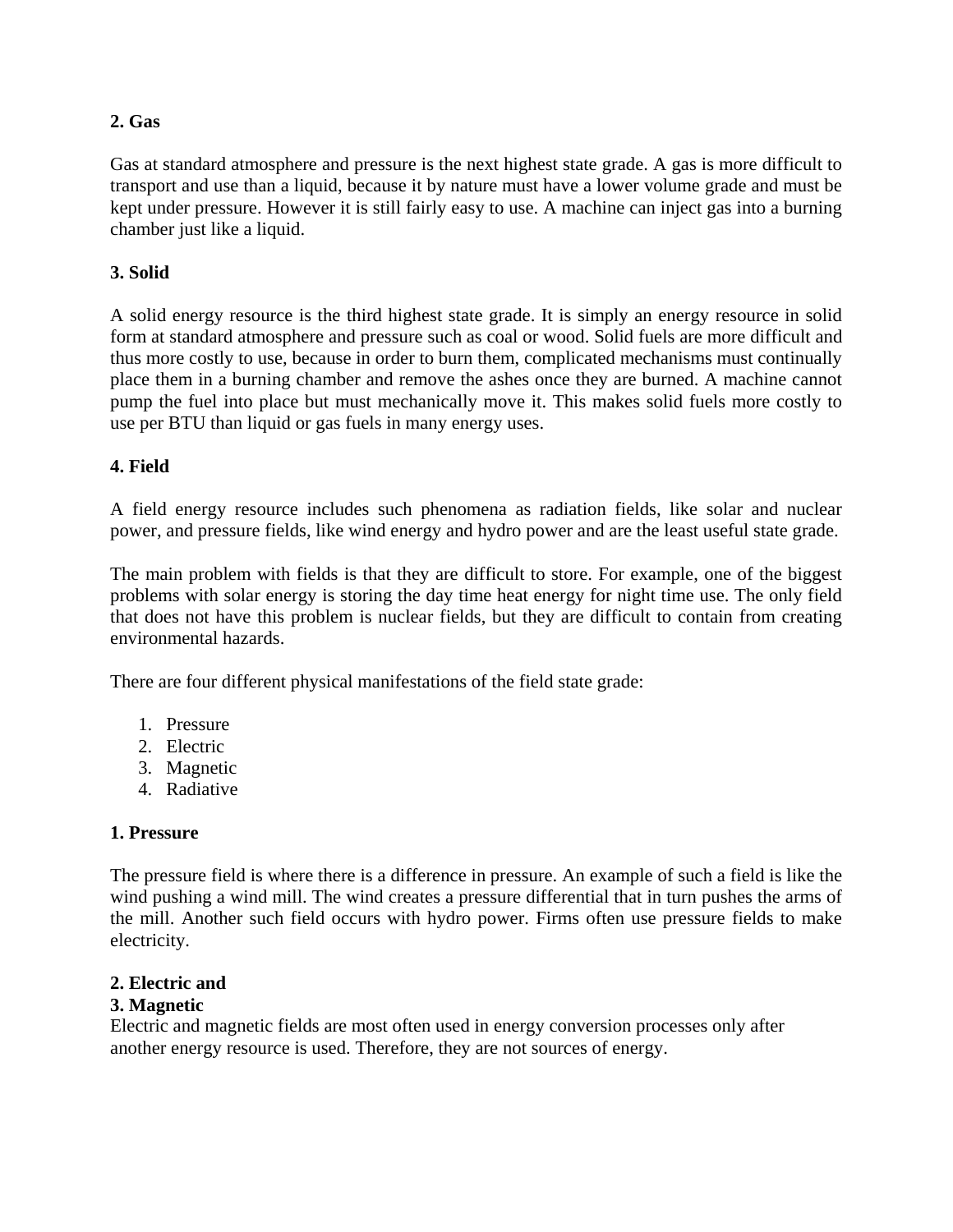**2. Gas**

Gas at standard atmosphere and pressure is the next highest state grade. A gas is more difficult to transport and use than a liquid, because it by nature must have a lower volume grade and must be kept under pressure. However it is still fairly easy to use. A machine can inject gas into a burning chamber just like a liquid.

**3. Solid**

A solid energy resource is the third highest state grade. It is simply an energy resource in solid form at standard atmosphere and pressure such as coal or wood. Solid fuels are more difficult and thus more costly to use, because in order to burn them, complicated mechanisms must continually place them in a burning chamber and remove the ashes once they are burned. A machine cannot pump the fuel into place but must mechanically move it. This makes solid fuels more costly to use per BTU than liquid or gas fuels in many energy uses.

**4. Field**

A field energy resource includes such phenomena as radiation fields, like solar and nuclear power, and pressure fields, like wind energy and hydro power and are the least useful state grade.

The main problem with fields is that they are difficult to store. For example, one of the biggest problems with solar energy is storing the day time heat energy for night time use. The only field that does not have this problem is nuclear fields, but they are difficult to contain from creating environmental hazards.

There are four different physical manifestations of the field state grade:

1. Pressure
2. Electric
3. Magnetic
4. Radiative

**1. Pressure**

The pressure field is where there is a difference in pressure. An example of such a field is like the wind pushing a wind mill. The wind creates a pressure differential that in turn pushes the arms of the mill. Another such field occurs with hydro power. Firms often use pressure fields to make electricity.

**2. Electric and**
**3. Magnetic**

Electric and magnetic fields are most often used in energy conversion processes only after another energy resource is used. Therefore, they are not sources of energy.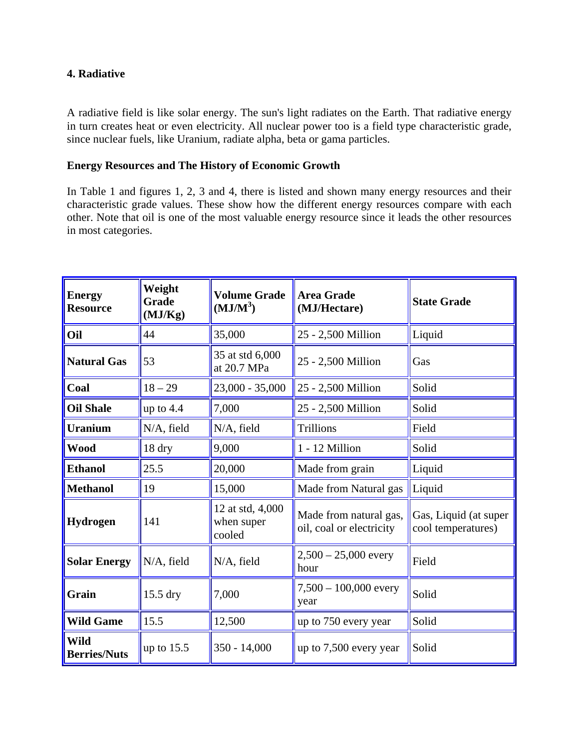**4. Radiative**

A radiative field is like solar energy. The sun's light radiates on the Earth. That radiative energy in turn creates heat or even electricity. All nuclear power too is a field type characteristic grade, since nuclear fuels, like Uranium, radiate alpha, beta or gama particles.

**Energy Resources and The History of Economic Growth**

In Table 1 and figures 1, 2, 3 and 4, there is listed and shown many energy resources and their characteristic grade values. These show how the different energy resources compare with each other. Note that oil is one of the most valuable energy resource since it leads the other resources in most categories.

| **Energy Resource** | **Weight Grade (MJ/Kg)** | **Volume Grade ($MJ/M^3$)** | **Area Grade (MJ/Hectare)** | **State Grade** |
|---|---|---|---|---|
| **Oil** | 44 | 35,000 | 25 - 2,500 Million | Liquid |
| **Natural Gas** | 53 | 35 at std 6,000 at 20.7 MPa | 25 - 2,500 Million | Gas |
| **Coal** | 18 – 29 | 23,000 - 35,000 | 25 - 2,500 Million | Solid |
| **Oil Shale** | up to 4.4 | 7,000 | 25 - 2,500 Million | Solid |
| **Uranium** | N/A, field | N/A, field | Trillions | Field |
| **Wood** | 18 dry | 9,000 | 1 - 12 Million | Solid |
| **Ethanol** | 25.5 | 20,000 | Made from grain | Liquid |
| **Methanol** | 19 | 15,000 | Made from Natural gas | Liquid |
| **Hydrogen** | 141 | 12 at std, 4,000 when super cooled | Made from natural gas, oil, coal or electricity | Gas, Liquid (at super cool temperatures) |
| **Solar Energy** | N/A, field | N/A, field | 2,500 – 25,000 every hour | Field |
| **Grain** | 15.5 dry | 7,000 | 7,500 – 100,000 every year | Solid |
| **Wild Game** | 15.5 | 12,500 | up to 750 every year | Solid |
| **Wild Berries/Nuts** | up to 15.5 | 350 - 14,000 | up to 7,500 every year | Solid |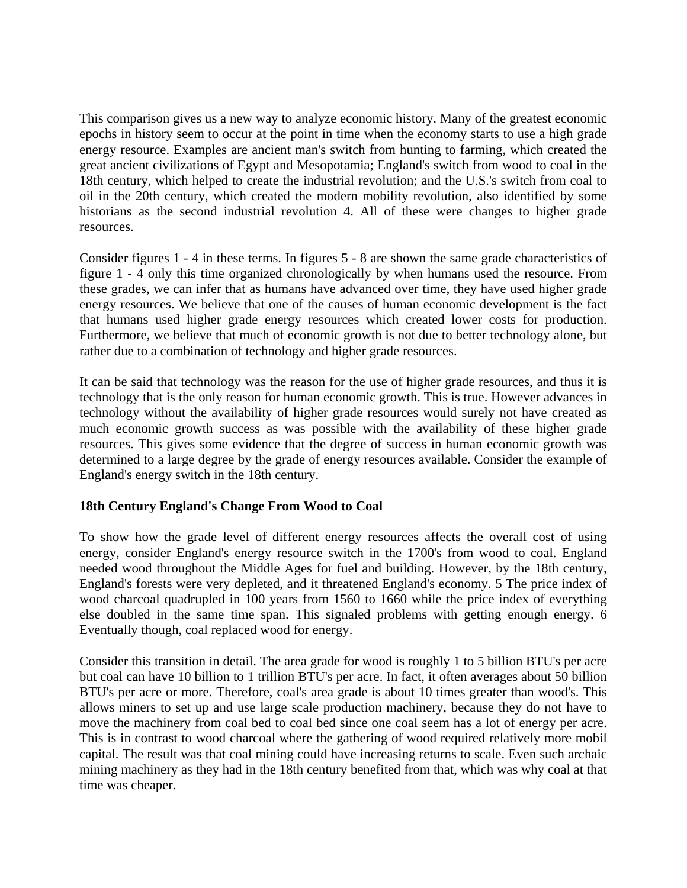This comparison gives us a new way to analyze economic history. Many of the greatest economic epochs in history seem to occur at the point in time when the economy starts to use a high grade energy resource. Examples are ancient man's switch from hunting to farming, which created the great ancient civilizations of Egypt and Mesopotamia; England's switch from wood to coal in the 18th century, which helped to create the industrial revolution; and the U.S.'s switch from coal to oil in the 20th century, which created the modern mobility revolution, also identified by some historians as the second industrial revolution [4]. All of these were changes to higher grade resources.

Consider figures 1 - 4 in these terms. In figures 5 - 8 are shown the same grade characteristics of figure 1 - 4 only this time organized chronologically by when humans used the resource. From these grades, we can infer that as humans have advanced over time, they have used higher grade energy resources. We believe that one of the causes of human economic development is the fact that humans used higher grade energy resources which created lower costs for production. Furthermore, we believe that much of economic growth is not due to better technology alone, but rather due to a combination of technology and higher grade resources.

It can be said that technology was the reason for the use of higher grade resources, and thus it is technology that is the only reason for human economic growth. This is true. However advances in technology without the availability of higher grade resources would surely not have created as much economic growth success as was possible with the availability of these higher grade resources. This gives some evidence that the degree of success in human economic growth was determined to a large degree by the grade of energy resources available. Consider the example of England's energy switch in the 18th century.

**18th Century England's Change From Wood to Coal**

To show how the grade level of different energy resources affects the overall cost of using energy, consider England's energy resource switch in the 1700's from wood to coal. England needed wood throughout the Middle Ages for fuel and building. However, by the 18th century, England's forests were very depleted, and it threatened England's economy. [5] The price index of wood charcoal quadrupled in 100 years from 1560 to 1660 while the price index of everything else doubled in the same time span. This signaled problems with getting enough energy. [6] Eventually though, coal replaced wood for energy.

Consider this transition in detail. The area grade for wood is roughly 1 to 5 billion BTU's per acre but coal can have 10 billion to 1 trillion BTU's per acre. In fact, it often averages about 50 billion BTU's per acre or more. Therefore, coal's area grade is about 10 times greater than wood's. This allows miners to set up and use large scale production machinery, because they do not have to move the machinery from coal bed to coal bed since one coal seem has a lot of energy per acre. This is in contrast to wood charcoal where the gathering of wood required relatively more mobil capital. The result was that coal mining could have increasing returns to scale. Even such archaic mining machinery as they had in the 18th century benefited from that, which was why coal at that time was cheaper.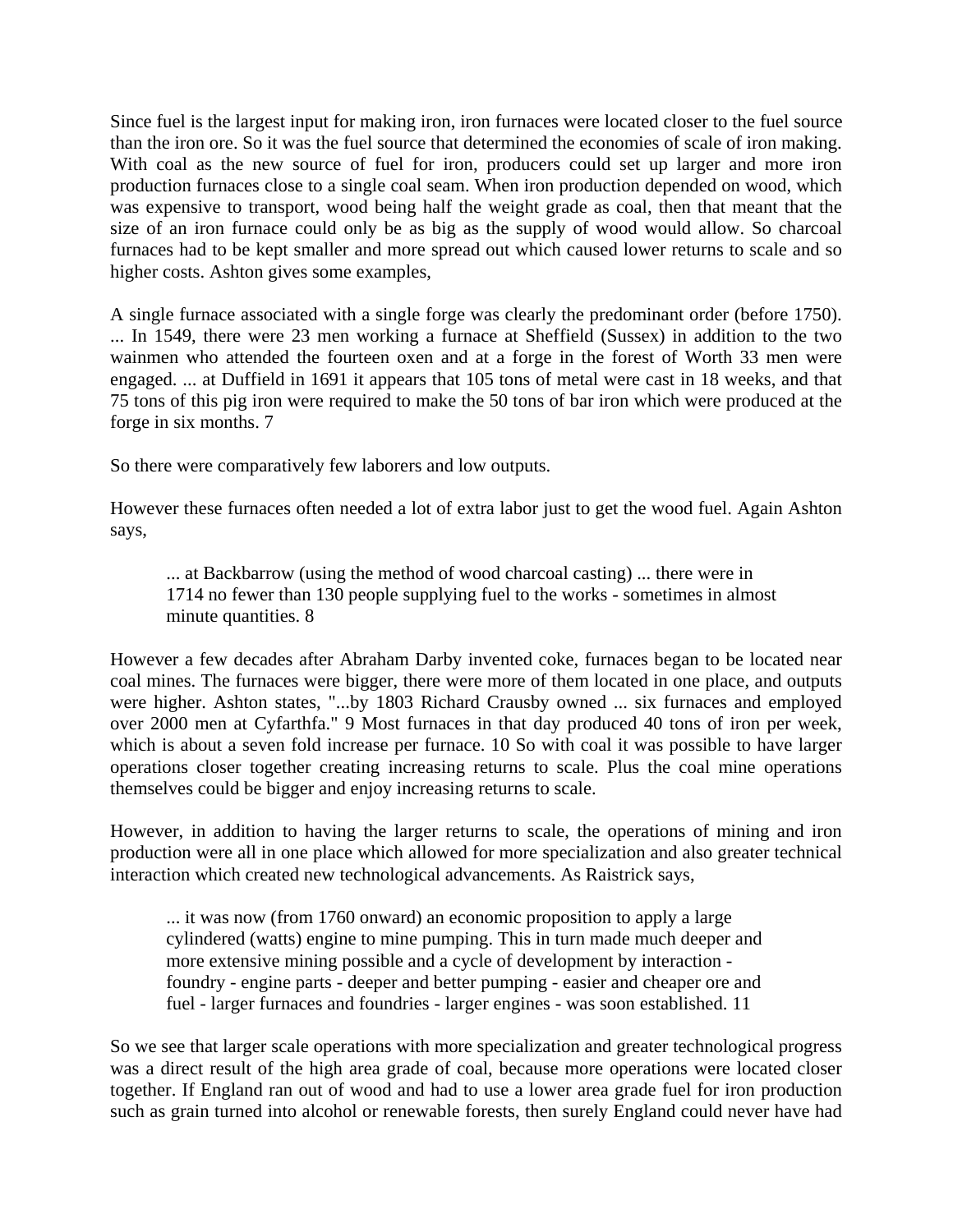Since fuel is the largest input for making iron, iron furnaces were located closer to the fuel source than the iron ore. So it was the fuel source that determined the economies of scale of iron making. With coal as the new source of fuel for iron, producers could set up larger and more iron production furnaces close to a single coal seam. When iron production depended on wood, which was expensive to transport, wood being half the weight grade as coal, then that meant that the size of an iron furnace could only be as big as the supply of wood would allow. So charcoal furnaces had to be kept smaller and more spread out which caused lower returns to scale and so higher costs. Ashton gives some examples,

A single furnace associated with a single forge was clearly the predominant order (before 1750). ... In 1549, there were 23 men working a furnace at Sheffield (Sussex) in addition to the two wainmen who attended the fourteen oxen and at a forge in the forest of Worth 33 men were engaged. ... at Duffield in 1691 it appears that 105 tons of metal were cast in 18 weeks, and that 75 tons of this pig iron were required to make the 50 tons of bar iron which were produced at the forge in six months. 7

So there were comparatively few laborers and low outputs.

However these furnaces often needed a lot of extra labor just to get the wood fuel. Again Ashton says,

> ... at Backbarrow (using the method of wood charcoal casting) ... there were in 1714 no fewer than 130 people supplying fuel to the works - sometimes in almost minute quantities. 8

However a few decades after Abraham Darby invented coke, furnaces began to be located near coal mines. The furnaces were bigger, there were more of them located in one place, and outputs were higher. Ashton states, "...by 1803 Richard Crausby owned ... six furnaces and employed over 2000 men at Cyfarthfa." 9 Most furnaces in that day produced 40 tons of iron per week, which is about a seven fold increase per furnace. 10 So with coal it was possible to have larger operations closer together creating increasing returns to scale. Plus the coal mine operations themselves could be bigger and enjoy increasing returns to scale.

However, in addition to having the larger returns to scale, the operations of mining and iron production were all in one place which allowed for more specialization and also greater technical interaction which created new technological advancements. As Raistrick says,

> ... it was now (from 1760 onward) an economic proposition to apply a large cylindered (watts) engine to mine pumping. This in turn made much deeper and more extensive mining possible and a cycle of development by interaction - foundry - engine parts - deeper and better pumping - easier and cheaper ore and fuel - larger furnaces and foundries - larger engines - was soon established. 11

So we see that larger scale operations with more specialization and greater technological progress was a direct result of the high area grade of coal, because more operations were located closer together. If England ran out of wood and had to use a lower area grade fuel for iron production such as grain turned into alcohol or renewable forests, then surely England could never have had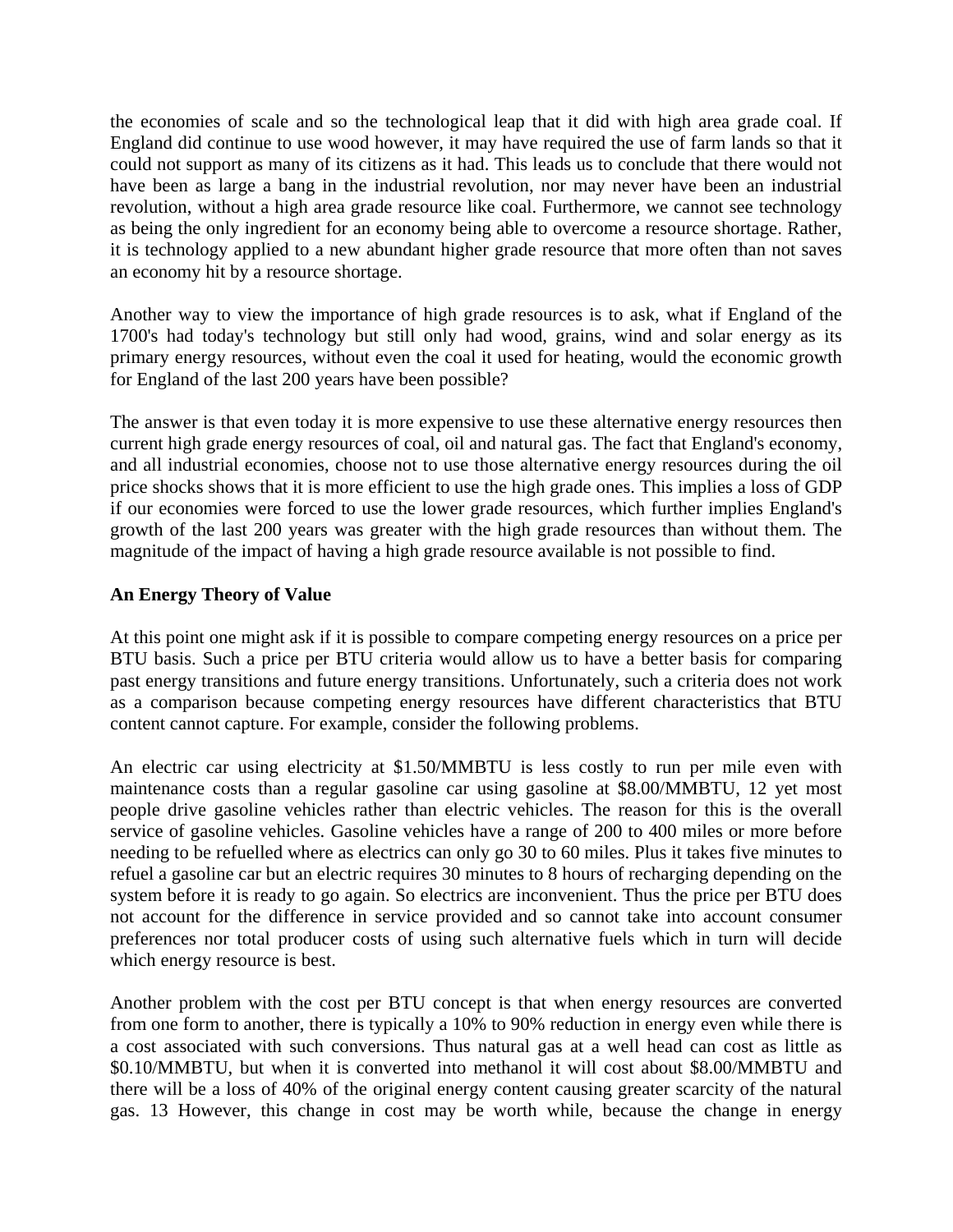the economies of scale and so the technological leap that it did with high area grade coal. If England did continue to use wood however, it may have required the use of farm lands so that it could not support as many of its citizens as it had. This leads us to conclude that there would not have been as large a bang in the industrial revolution, nor may never have been an industrial revolution, without a high area grade resource like coal. Furthermore, we cannot see technology as being the only ingredient for an economy being able to overcome a resource shortage. Rather, it is technology applied to a new abundant higher grade resource that more often than not saves an economy hit by a resource shortage.

Another way to view the importance of high grade resources is to ask, what if England of the 1700's had today's technology but still only had wood, grains, wind and solar energy as its primary energy resources, without even the coal it used for heating, would the economic growth for England of the last 200 years have been possible?

The answer is that even today it is more expensive to use these alternative energy resources then current high grade energy resources of coal, oil and natural gas. The fact that England's economy, and all industrial economies, choose not to use those alternative energy resources during the oil price shocks shows that it is more efficient to use the high grade ones. This implies a loss of GDP if our economies were forced to use the lower grade resources, which further implies England's growth of the last 200 years was greater with the high grade resources than without them. The magnitude of the impact of having a high grade resource available is not possible to find.

**An Energy Theory of Value**

At this point one might ask if it is possible to compare competing energy resources on a price per BTU basis. Such a price per BTU criteria would allow us to have a better basis for comparing past energy transitions and future energy transitions. Unfortunately, such a criteria does not work as a comparison because competing energy resources have different characteristics that BTU content cannot capture. For example, consider the following problems.

An electric car using electricity at $1.50/MMBTU is less costly to run per mile even with maintenance costs than a regular gasoline car using gasoline at $8.00/MMBTU, [12] yet most people drive gasoline vehicles rather than electric vehicles. The reason for this is the overall service of gasoline vehicles. Gasoline vehicles have a range of 200 to 400 miles or more before needing to be refuelled where as electrics can only go 30 to 60 miles. Plus it takes five minutes to refuel a gasoline car but an electric requires 30 minutes to 8 hours of recharging depending on the system before it is ready to go again. So electrics are inconvenient. Thus the price per BTU does not account for the difference in service provided and so cannot take into account consumer preferences nor total producer costs of using such alternative fuels which in turn will decide which energy resource is best.

Another problem with the cost per BTU concept is that when energy resources are converted from one form to another, there is typically a 10% to 90% reduction in energy even while there is a cost associated with such conversions. Thus natural gas at a well head can cost as little as $0.10/MMBTU, but when it is converted into methanol it will cost about $8.00/MMBTU and there will be a loss of 40% of the original energy content causing greater scarcity of the natural gas. [13] However, this change in cost may be worth while, because the change in energy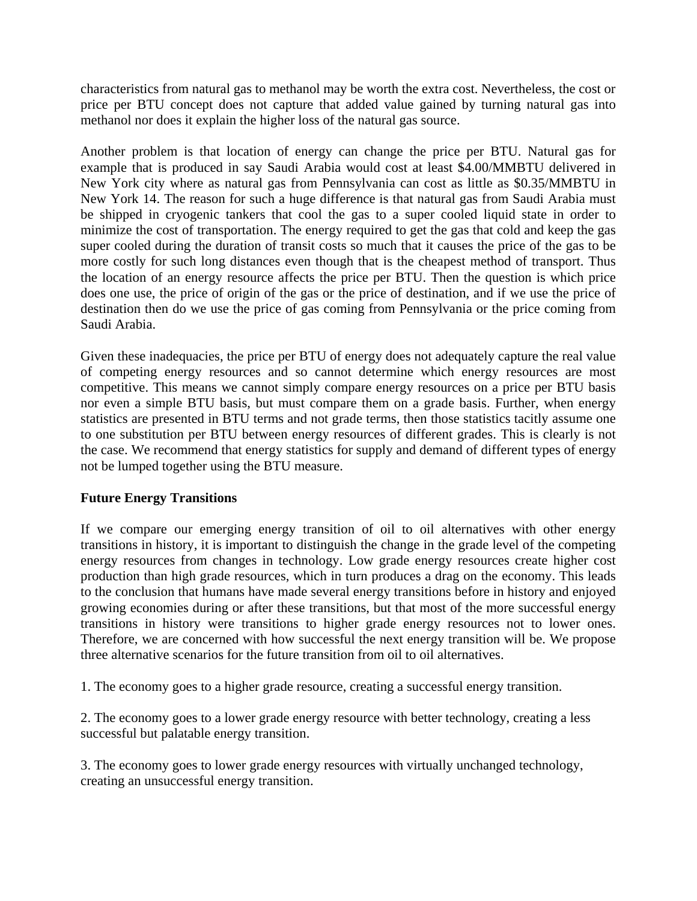characteristics from natural gas to methanol may be worth the extra cost. Nevertheless, the cost or price per BTU concept does not capture that added value gained by turning natural gas into methanol nor does it explain the higher loss of the natural gas source.

Another problem is that location of energy can change the price per BTU. Natural gas for example that is produced in say Saudi Arabia would cost at least $4.00/MMBTU delivered in New York city where as natural gas from Pennsylvania can cost as little as $0.35/MMBTU in New York 14. The reason for such a huge difference is that natural gas from Saudi Arabia must be shipped in cryogenic tankers that cool the gas to a super cooled liquid state in order to minimize the cost of transportation. The energy required to get the gas that cold and keep the gas super cooled during the duration of transit costs so much that it causes the price of the gas to be more costly for such long distances even though that is the cheapest method of transport. Thus the location of an energy resource affects the price per BTU. Then the question is which price does one use, the price of origin of the gas or the price of destination, and if we use the price of destination then do we use the price of gas coming from Pennsylvania or the price coming from Saudi Arabia.

Given these inadequacies, the price per BTU of energy does not adequately capture the real value of competing energy resources and so cannot determine which energy resources are most competitive. This means we cannot simply compare energy resources on a price per BTU basis nor even a simple BTU basis, but must compare them on a grade basis. Further, when energy statistics are presented in BTU terms and not grade terms, then those statistics tacitly assume one to one substitution per BTU between energy resources of different grades. This is clearly is not the case. We recommend that energy statistics for supply and demand of different types of energy not be lumped together using the BTU measure.

**Future Energy Transitions**

If we compare our emerging energy transition of oil to oil alternatives with other energy transitions in history, it is important to distinguish the change in the grade level of the competing energy resources from changes in technology. Low grade energy resources create higher cost production than high grade resources, which in turn produces a drag on the economy. This leads to the conclusion that humans have made several energy transitions before in history and enjoyed growing economies during or after these transitions, but that most of the more successful energy transitions in history were transitions to higher grade energy resources not to lower ones. Therefore, we are concerned with how successful the next energy transition will be. We propose three alternative scenarios for the future transition from oil to oil alternatives.

1. The economy goes to a higher grade resource, creating a successful energy transition.

2. The economy goes to a lower grade energy resource with better technology, creating a less successful but palatable energy transition.

3. The economy goes to lower grade energy resources with virtually unchanged technology, creating an unsuccessful energy transition.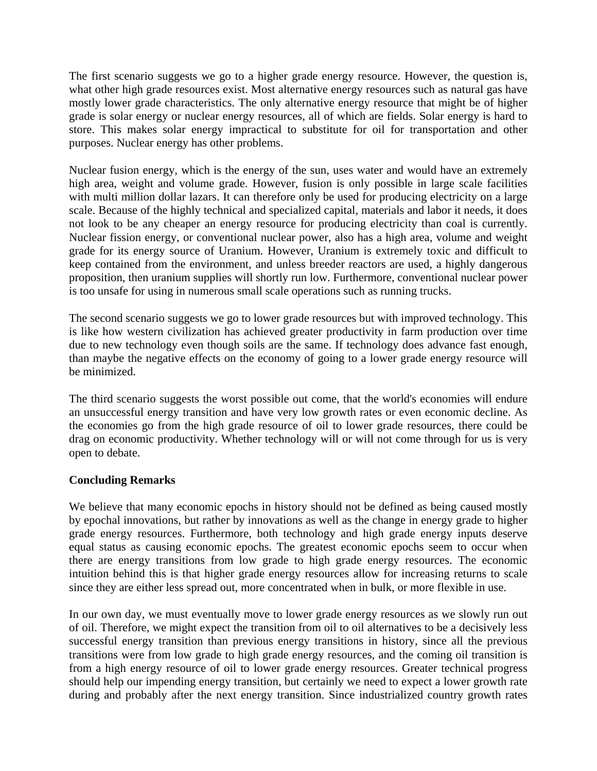The first scenario suggests we go to a higher grade energy resource. However, the question is, what other high grade resources exist. Most alternative energy resources such as natural gas have mostly lower grade characteristics. The only alternative energy resource that might be of higher grade is solar energy or nuclear energy resources, all of which are fields. Solar energy is hard to store. This makes solar energy impractical to substitute for oil for transportation and other purposes. Nuclear energy has other problems.

Nuclear fusion energy, which is the energy of the sun, uses water and would have an extremely high area, weight and volume grade. However, fusion is only possible in large scale facilities with multi million dollar lazars. It can therefore only be used for producing electricity on a large scale. Because of the highly technical and specialized capital, materials and labor it needs, it does not look to be any cheaper an energy resource for producing electricity than coal is currently. Nuclear fission energy, or conventional nuclear power, also has a high area, volume and weight grade for its energy source of Uranium. However, Uranium is extremely toxic and difficult to keep contained from the environment, and unless breeder reactors are used, a highly dangerous proposition, then uranium supplies will shortly run low. Furthermore, conventional nuclear power is too unsafe for using in numerous small scale operations such as running trucks.

The second scenario suggests we go to lower grade resources but with improved technology. This is like how western civilization has achieved greater productivity in farm production over time due to new technology even though soils are the same. If technology does advance fast enough, than maybe the negative effects on the economy of going to a lower grade energy resource will be minimized.

The third scenario suggests the worst possible out come, that the world's economies will endure an unsuccessful energy transition and have very low growth rates or even economic decline. As the economies go from the high grade resource of oil to lower grade resources, there could be drag on economic productivity. Whether technology will or will not come through for us is very open to debate.

**Concluding Remarks**

We believe that many economic epochs in history should not be defined as being caused mostly by epochal innovations, but rather by innovations as well as the change in energy grade to higher grade energy resources. Furthermore, both technology and high grade energy inputs deserve equal status as causing economic epochs. The greatest economic epochs seem to occur when there are energy transitions from low grade to high grade energy resources. The economic intuition behind this is that higher grade energy resources allow for increasing returns to scale since they are either less spread out, more concentrated when in bulk, or more flexible in use.

In our own day, we must eventually move to lower grade energy resources as we slowly run out of oil. Therefore, we might expect the transition from oil to oil alternatives to be a decisively less successful energy transition than previous energy transitions in history, since all the previous transitions were from low grade to high grade energy resources, and the coming oil transition is from a high energy resource of oil to lower grade energy resources. Greater technical progress should help our impending energy transition, but certainly we need to expect a lower growth rate during and probably after the next energy transition. Since industrialized country growth rates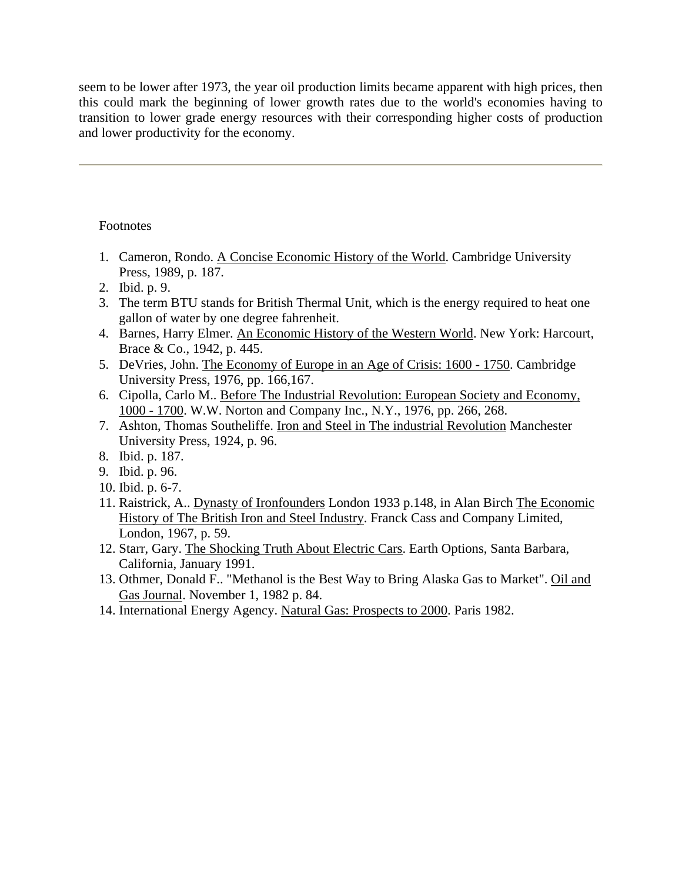seem to be lower after 1973, the year oil production limits became apparent with high prices, then this could mark the beginning of lower growth rates due to the world's economies having to transition to lower grade energy resources with their corresponding higher costs of production and lower productivity for the economy.

---

Footnotes

1. Cameron, Rondo. A Concise Economic History of the World. Cambridge University Press, 1989, p. 187.
2. Ibid. p. 9.
3. The term BTU stands for British Thermal Unit, which is the energy required to heat one gallon of water by one degree fahrenheit.
4. Barnes, Harry Elmer. An Economic History of the Western World. New York: Harcourt, Brace & Co., 1942, p. 445.
5. DeVries, John. The Economy of Europe in an Age of Crisis: 1600 - 1750. Cambridge University Press, 1976, pp. 166,167.
6. Cipolla, Carlo M.. Before The Industrial Revolution: European Society and Economy, 1000 - 1700. W.W. Norton and Company Inc., N.Y., 1976, pp. 266, 268.
7. Ashton, Thomas Southeliffe. Iron and Steel in The industrial Revolution Manchester University Press, 1924, p. 96.
8. Ibid. p. 187.
9. Ibid. p. 96.
10. Ibid. p. 6-7.
11. Raistrick, A.. Dynasty of Ironfounders London 1933 p.148, in Alan Birch The Economic History of The British Iron and Steel Industry. Franck Cass and Company Limited, London, 1967, p. 59.
12. Starr, Gary. The Shocking Truth About Electric Cars. Earth Options, Santa Barbara, California, January 1991.
13. Othmer, Donald F.. "Methanol is the Best Way to Bring Alaska Gas to Market". Oil and Gas Journal. November 1, 1982 p. 84.
14. International Energy Agency. Natural Gas: Prospects to 2000. Paris 1982.